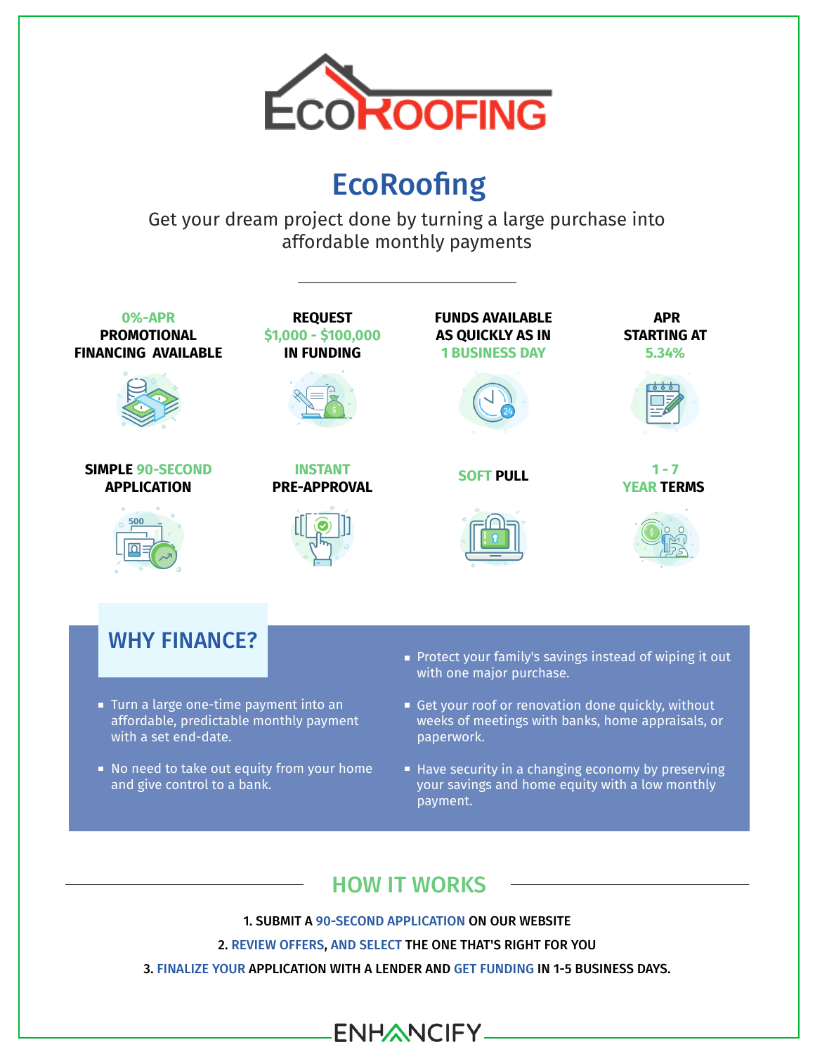# EcoRoofing

Get your dream project done by turning a large purchase into affordable monthly payments

---

**0%-APR PROMOTIONAL FINANCING AVAILABLE**

**REQUEST $1,000 - $100,000 IN FUNDING**

**FUNDS AVAILABLE AS QUICKLY AS IN 1 BUSINESS DAY**

**APR STARTING AT 5.34%**

**SIMPLE 90-SECOND APPLICATION**

**INSTANT PRE-APPROVAL**

**SOFT PULL**

**1 - 7 YEAR TERMS**

## WHY FINANCE?

- Turn a large one-time payment into an affordable, predictable monthly payment with a set end-date.
- No need to take out equity from your home and give control to a bank.
- Protect your family's savings instead of wiping it out with one major purchase.
- Get your roof or renovation done quickly, without weeks of meetings with banks, home appraisals, or paperwork.
- Have security in a changing economy by preserving your savings and home equity with a low monthly payment.

## HOW IT WORKS

1. SUBMIT A 90-SECOND APPLICATION ON OUR WEBSITE
2. REVIEW OFFERS, AND SELECT THE ONE THAT'S RIGHT FOR YOU
3. FINALIZE YOUR APPLICATION WITH A LENDER AND GET FUNDING IN 1-5 BUSINESS DAYS.

ENHANCIFY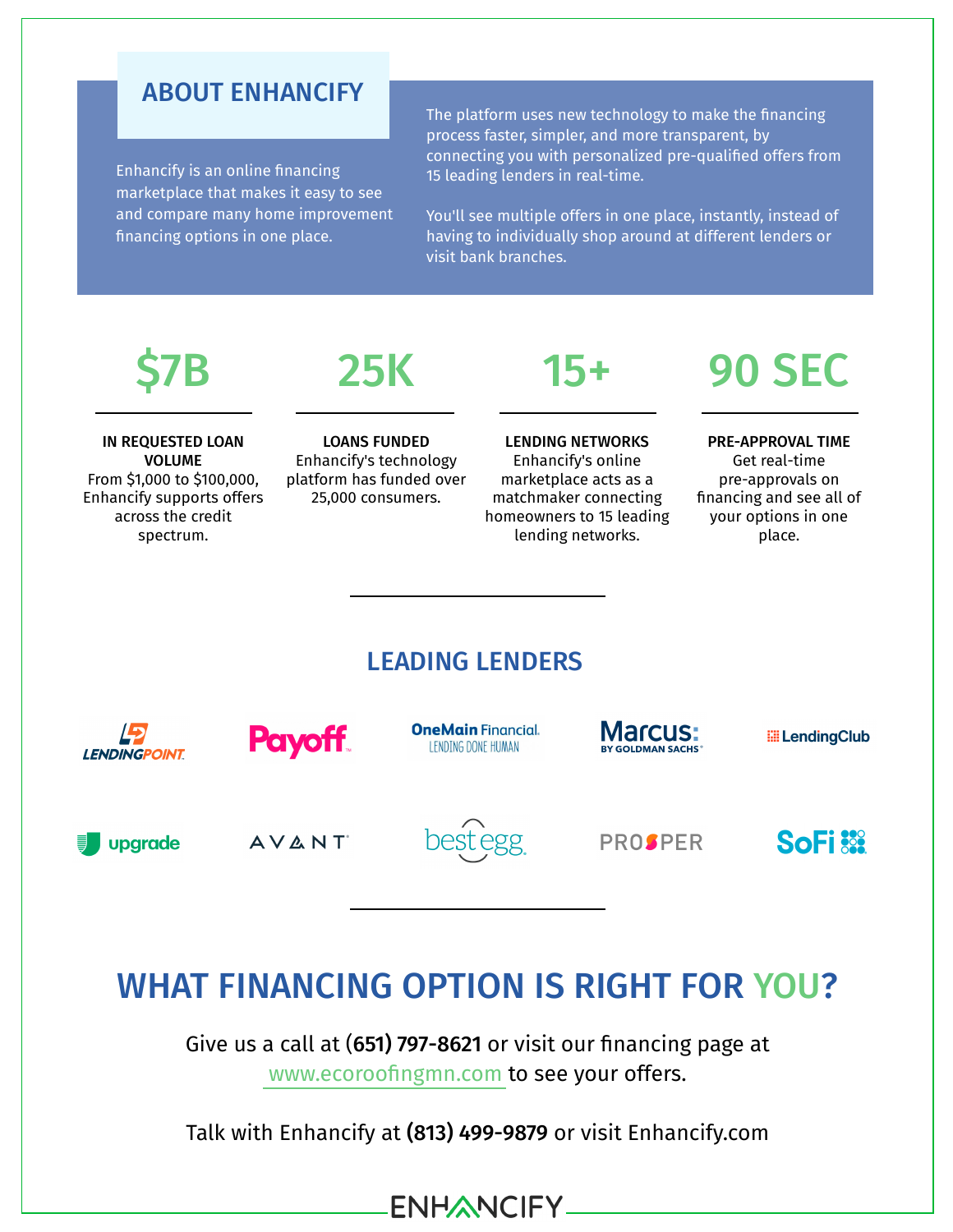## ABOUT ENHANCIFY

Enhancify is an online financing marketplace that makes it easy to see and compare many home improvement financing options in one place.

The platform uses new technology to make the financing process faster, simpler, and more transparent, by connecting you with personalized pre-qualified offers from 15 leading lenders in real-time.

You'll see multiple offers in one place, instantly, instead of having to individually shop around at different lenders or visit bank branches.

**$7B**

**IN REQUESTED LOAN VOLUME**
From $1,000 to $100,000, Enhancify supports offers across the credit spectrum.

**25K**

**LOANS FUNDED**
Enhancify's technology platform has funded over 25,000 consumers.

**15+**

**LENDING NETWORKS**
Enhancify's online marketplace acts as a matchmaker connecting homeowners to 15 leading lending networks.

**90 SEC**

**PRE-APPROVAL TIME**
Get real-time pre-approvals on financing and see all of your options in one place.

## LEADING LENDERS

LENDINGPOINT, Payoff, OneMain Financial (LENDING DONE HUMAN), Marcus: BY GOLDMAN SACHS, LendingClub, upgrade, AVANT, best egg, PROSPER, SoFi

## WHAT FINANCING OPTION IS RIGHT FOR YOU?

Give us a call at **(651) 797-8621** or visit our financing page at www.ecoroofingmn.com to see your offers.

Talk with Enhancify at **(813) 499-9879** or visit Enhancify.com

ENHANCIFY